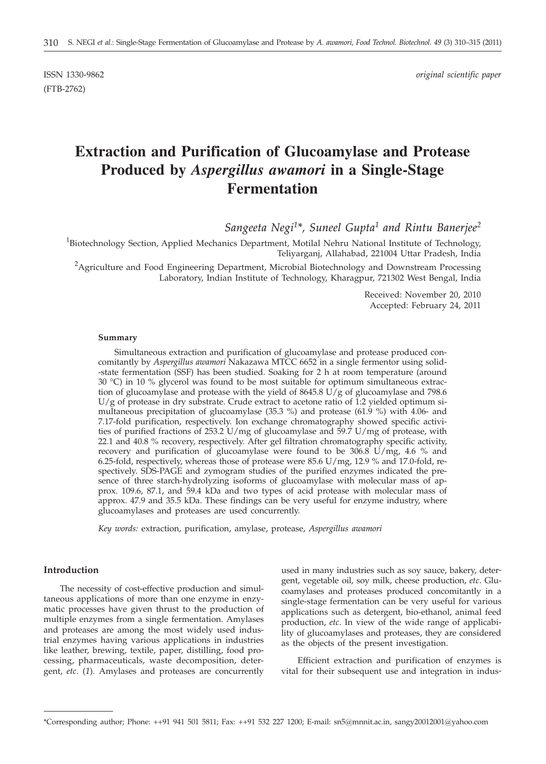ISSN 1330-9862 *original scientific paper*

(FTB-2762)

# Extraction and Purification of Glucoamylase and Protease Produced by *Aspergillus awamori* in a Single-Stage Fermentation

*Sangeeta Negi*[1]*, *Suneel Gupta*[1] *and Rintu Banerjee*[2]

[1]Biotechnology Section, Applied Mechanics Department, Motilal Nehru National Institute of Technology, Teliyarganj, Allahabad, 221004 Uttar Pradesh, India

[2]Agriculture and Food Engineering Department, Microbial Biotechnology and Downstream Processing Laboratory, Indian Institute of Technology, Kharagpur, 721302 West Bengal, India

Received: November 20, 2010
Accepted: February 24, 2011

### Summary

Simultaneous extraction and purification of glucoamylase and protease produced concomitantly by *Aspergillus awamori* Nakazawa MTCC 6652 in a single fermentor using solid-state fermentation (SSF) has been studied. Soaking for 2 h at room temperature (around 30 °C) in 10 % glycerol was found to be most suitable for optimum simultaneous extraction of glucoamylase and protease with the yield of 8645.8 U/g of glucoamylase and 798.6 U/g of protease in dry substrate. Crude extract to acetone ratio of 1:2 yielded optimum simultaneous precipitation of glucoamylase (35.3 %) and protease (61.9 %) with 4.06- and 7.17-fold purification, respectively. Ion exchange chromatography showed specific activities of purified fractions of 253.2 U/mg of glucoamylase and 59.7 U/mg of protease, with 22.1 and 40.8 % recovery, respectively. After gel filtration chromatography specific activity, recovery and purification of glucoamylase were found to be 306.8 U/mg, 4.6 % and 6.25-fold, respectively, whereas those of protease were 85.6 U/mg, 12.9 % and 17.0-fold, respectively. SDS-PAGE and zymogram studies of the purified enzymes indicated the presence of three starch-hydrolyzing isoforms of glucoamylase with molecular mass of approx. 109.6, 87.1, and 59.4 kDa and two types of acid protease with molecular mass of approx. 47.9 and 35.5 kDa. These findings can be very useful for enzyme industry, where glucoamylases and proteases are used concurrently.

*Key words:* extraction, purification, amylase, protease, *Aspergillus awamori*

## Introduction

The necessity of cost-effective production and simultaneous applications of more than one enzyme in enzymatic processes have given thrust to the production of multiple enzymes from a single fermentation. Amylases and proteases are among the most widely used industrial enzymes having various applications in industries like leather, brewing, textile, paper, distilling, food processing, pharmaceuticals, waste decomposition, detergent, *etc*. (*1*). Amylases and proteases are concurrently used in many industries such as soy sauce, bakery, detergent, vegetable oil, soy milk, cheese production, *etc*. Glucoamylases and proteases produced concomitantly in a single-stage fermentation can be very useful for various applications such as detergent, bio-ethanol, animal feed production, *etc*. In view of the wide range of applicability of glucoamylases and proteases, they are considered as the objects of the present investigation.

Efficient extraction and purification of enzymes is vital for their subsequent use and integration in indus-

*Corresponding author; Phone: ++91 941 501 5811; Fax: ++91 532 227 1200; E-mail: sn5@mnnit.ac.in, sangy20012001@yahoo.com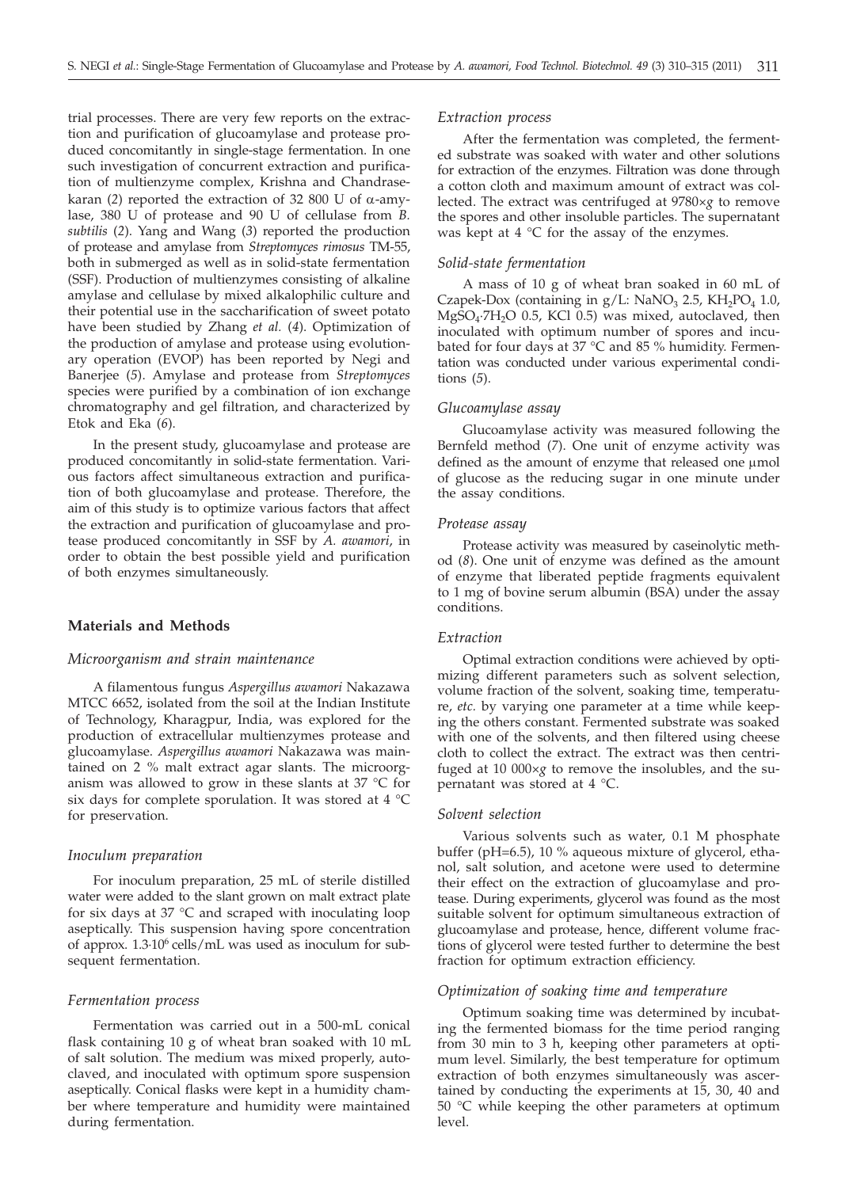trial processes. There are very few reports on the extraction and purification of glucoamylase and protease produced concomitantly in single-stage fermentation. In one such investigation of concurrent extraction and purification of multienzyme complex, Krishna and Chandrasekaran (*2*) reported the extraction of 32 800 U of α-amylase, 380 U of protease and 90 U of cellulase from *B. subtilis* (*2*). Yang and Wang (*3*) reported the production of protease and amylase from *Streptomyces rimosus* TM-55, both in submerged as well as in solid-state fermentation (SSF). Production of multienzymes consisting of alkaline amylase and cellulase by mixed alkalophilic culture and their potential use in the saccharification of sweet potato have been studied by Zhang *et al.* (*4*). Optimization of the production of amylase and protease using evolutionary operation (EVOP) has been reported by Negi and Banerjee (*5*). Amylase and protease from *Streptomyces* species were purified by a combination of ion exchange chromatography and gel filtration, and characterized by Etok and Eka (*6*).

In the present study, glucoamylase and protease are produced concomitantly in solid-state fermentation. Various factors affect simultaneous extraction and purification of both glucoamylase and protease. Therefore, the aim of this study is to optimize various factors that affect the extraction and purification of glucoamylase and protease produced concomitantly in SSF by *A. awamori*, in order to obtain the best possible yield and purification of both enzymes simultaneously.

## Materials and Methods

### *Microorganism and strain maintenance*

A filamentous fungus *Aspergillus awamori* Nakazawa MTCC 6652, isolated from the soil at the Indian Institute of Technology, Kharagpur, India, was explored for the production of extracellular multienzymes protease and glucoamylase. *Aspergillus awamori* Nakazawa was maintained on 2 % malt extract agar slants. The microorganism was allowed to grow in these slants at 37 °C for six days for complete sporulation. It was stored at 4 °C for preservation.

### *Inoculum preparation*

For inoculum preparation, 25 mL of sterile distilled water were added to the slant grown on malt extract plate for six days at 37 °C and scraped with inoculating loop aseptically. This suspension having spore concentration of approx. $1.3 \cdot 10^6$ cells/mL was used as inoculum for subsequent fermentation.

### *Fermentation process*

Fermentation was carried out in a 500-mL conical flask containing 10 g of wheat bran soaked with 10 mL of salt solution. The medium was mixed properly, autoclaved, and inoculated with optimum spore suspension aseptically. Conical flasks were kept in a humidity chamber where temperature and humidity were maintained during fermentation.

### *Extraction process*

After the fermentation was completed, the fermented substrate was soaked with water and other solutions for extraction of the enzymes. Filtration was done through a cotton cloth and maximum amount of extract was collected. The extract was centrifuged at 9780×*g* to remove the spores and other insoluble particles. The supernatant was kept at 4 °C for the assay of the enzymes.

### *Solid-state fermentation*

A mass of 10 g of wheat bran soaked in 60 mL of Czapek-Dox (containing in g/L: $NaNO_3$ 2.5, $KH_2PO_4$ 1.0, $MgSO_4 \cdot 7H_2O$ 0.5, KCl 0.5) was mixed, autoclaved, then inoculated with optimum number of spores and incubated for four days at 37 °C and 85 % humidity. Fermentation was conducted under various experimental conditions (*5*).

### *Glucoamylase assay*

Glucoamylase activity was measured following the Bernfeld method (*7*). One unit of enzyme activity was defined as the amount of enzyme that released one μmol of glucose as the reducing sugar in one minute under the assay conditions.

### *Protease assay*

Protease activity was measured by caseinolytic method (*8*). One unit of enzyme was defined as the amount of enzyme that liberated peptide fragments equivalent to 1 mg of bovine serum albumin (BSA) under the assay conditions.

### *Extraction*

Optimal extraction conditions were achieved by optimizing different parameters such as solvent selection, volume fraction of the solvent, soaking time, temperature, *etc.* by varying one parameter at a time while keeping the others constant. Fermented substrate was soaked with one of the solvents, and then filtered using cheese cloth to collect the extract. The extract was then centrifuged at 10 000×*g* to remove the insolubles, and the supernatant was stored at 4 °C.

### *Solvent selection*

Various solvents such as water, 0.1 M phosphate buffer (pH=6.5), 10 % aqueous mixture of glycerol, ethanol, salt solution, and acetone were used to determine their effect on the extraction of glucoamylase and protease. During experiments, glycerol was found as the most suitable solvent for optimum simultaneous extraction of glucoamylase and protease, hence, different volume fractions of glycerol were tested further to determine the best fraction for optimum extraction efficiency.

### *Optimization of soaking time and temperature*

Optimum soaking time was determined by incubating the fermented biomass for the time period ranging from 30 min to 3 h, keeping other parameters at optimum level. Similarly, the best temperature for optimum extraction of both enzymes simultaneously was ascertained by conducting the experiments at 15, 30, 40 and 50 °C while keeping the other parameters at optimum level.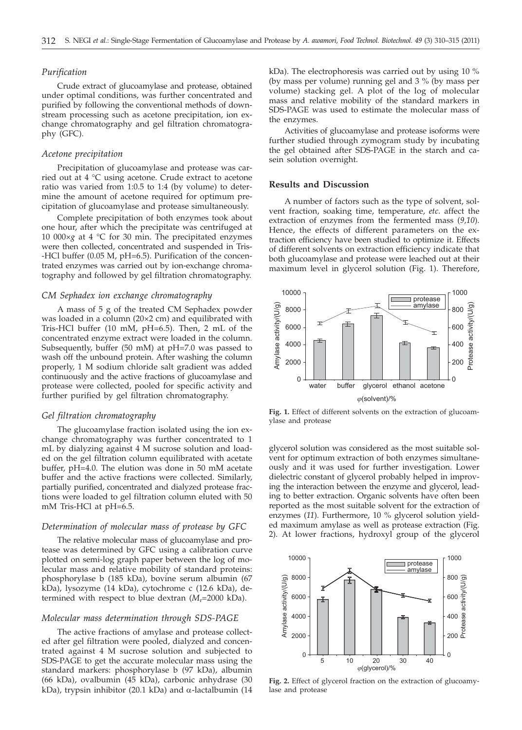### Purification

Crude extract of glucoamylase and protease, obtained under optimal conditions, was further concentrated and purified by following the conventional methods of downstream processing such as acetone precipitation, ion exchange chromatography and gel filtration chromatography (GFC).

### Acetone precipitation

Precipitation of glucoamylase and protease was carried out at 4 °C using acetone. Crude extract to acetone ratio was varied from 1:0.5 to 1:4 (by volume) to determine the amount of acetone required for optimum precipitation of glucoamylase and protease simultaneously.

Complete precipitation of both enzymes took about one hour, after which the precipitate was centrifuged at 10 000×*g* at 4 °C for 30 min. The precipitated enzymes were then collected, concentrated and suspended in Tris-HCl buffer (0.05 M, pH=6.5). Purification of the concentrated enzymes was carried out by ion-exchange chromatography and followed by gel filtration chromatography.

### CM Sephadex ion exchange chromatography

A mass of 5 g of the treated CM Sephadex powder was loaded in a column (20×2 cm) and equilibrated with Tris-HCl buffer (10 mM, pH=6.5). Then, 2 mL of the concentrated enzyme extract were loaded in the column. Subsequently, buffer (50 mM) at pH=7.0 was passed to wash off the unbound protein. After washing the column properly, 1 M sodium chloride salt gradient was added continuously and the active fractions of glucoamylase and protease were collected, pooled for specific activity and further purified by gel filtration chromatography.

### Gel filtration chromatography

The glucoamylase fraction isolated using the ion exchange chromatography was further concentrated to 1 mL by dialyzing against 4 M sucrose solution and loaded on the gel filtration column equilibrated with acetate buffer, pH=4.0. The elution was done in 50 mM acetate buffer and the active fractions were collected. Similarly, partially purified, concentrated and dialyzed protease fractions were loaded to gel filtration column eluted with 50 mM Tris-HCl at pH=6.5.

### Determination of molecular mass of protease by GFC

The relative molecular mass of glucoamylase and protease was determined by GFC using a calibration curve plotted on semi-log graph paper between the log of molecular mass and relative mobility of standard proteins: phosphorylase b (185 kDa), bovine serum albumin (67 kDa), lysozyme (14 kDa), cytochrome c (12.6 kDa), determined with respect to blue dextran ($M_r$=2000 kDa).

### Molecular mass determination through SDS-PAGE

The active fractions of amylase and protease collected after gel filtration were pooled, dialyzed and concentrated against 4 M sucrose solution and subjected to SDS-PAGE to get the accurate molecular mass using the standard markers: phosphorylase b (97 kDa), albumin (66 kDa), ovalbumin (45 kDa), carbonic anhydrase (30 kDa), trypsin inhibitor (20.1 kDa) and α-lactalbumin (14 kDa). The electrophoresis was carried out by using 10 % (by mass per volume) running gel and 3 % (by mass per volume) stacking gel. A plot of the log of molecular mass and relative mobility of the standard markers in SDS-PAGE was used to estimate the molecular mass of the enzymes.

Activities of glucoamylase and protease isoforms were further studied through zymogram study by incubating the gel obtained after SDS-PAGE in the starch and casein solution overnight.

## Results and Discussion

A number of factors such as the type of solvent, solvent fraction, soaking time, temperature, *etc.* affect the extraction of enzymes from the fermented mass (*9,10*). Hence, the effects of different parameters on the extraction efficiency have been studied to optimize it. Effects of different solvents on extraction efficiency indicate that both glucoamylase and protease were leached out at their maximum level in glycerol solution (Fig. 1). Therefore, glycerol solution was considered as the most suitable solvent for optimum extraction of both enzymes simultaneously and it was used for further investigation. Lower dielectric constant of glycerol probably helped in improving the interaction between the enzyme and glycerol, leading to better extraction. Organic solvents have often been reported as the most suitable solvent for the extraction of enzymes (*11*). Furthermore, 10 % glycerol solution yielded maximum amylase as well as protease extraction (Fig. 2). At lower fractions, hydroxyl group of the glycerol

**Fig. 1.** Effect of different solvents on the extraction of glucoamylase and protease

**Fig. 2.** Effect of glycerol fraction on the extraction of glucoamylase and protease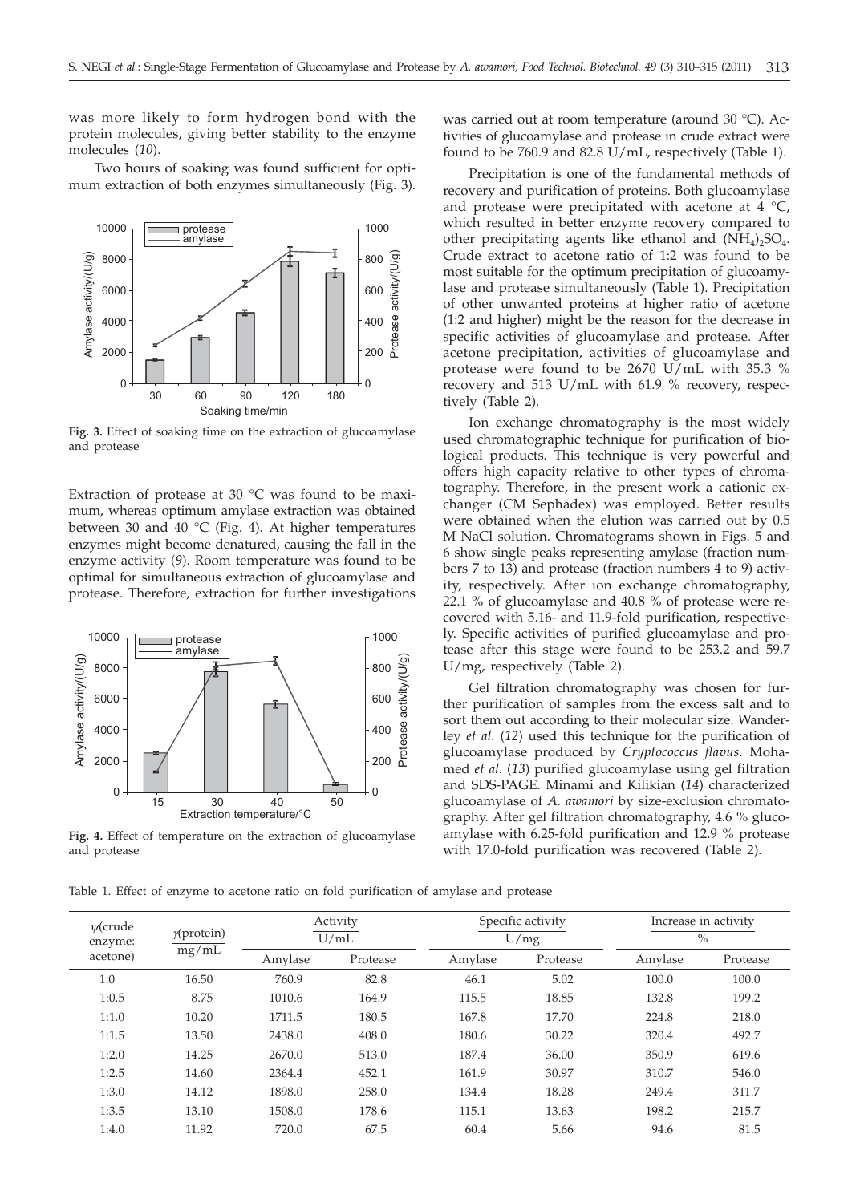was more likely to form hydrogen bond with the protein molecules, giving better stability to the enzyme molecules (*10*).

Two hours of soaking was found sufficient for optimum extraction of both enzymes simultaneously (Fig. 3).

**Fig. 3.** Effect of soaking time on the extraction of glucoamylase and protease

Extraction of protease at 30 °C was found to be maximum, whereas optimum amylase extraction was obtained between 30 and 40 °C (Fig. 4). At higher temperatures enzymes might become denatured, causing the fall in the enzyme activity (*9*). Room temperature was found to be optimal for simultaneous extraction of glucoamylase and protease. Therefore, extraction for further investigations was carried out at room temperature (around 30 °C). Activities of glucoamylase and protease in crude extract were found to be 760.9 and 82.8 U/mL, respectively (Table 1).

**Fig. 4.** Effect of temperature on the extraction of glucoamylase and protease

Precipitation is one of the fundamental methods of recovery and purification of proteins. Both glucoamylase and protease were precipitated with acetone at 4 °C, which resulted in better enzyme recovery compared to other precipitating agents like ethanol and $(NH_4)_2SO_4$. Crude extract to acetone ratio of 1:2 was found to be most suitable for the optimum precipitation of glucoamylase and protease simultaneously (Table 1). Precipitation of other unwanted proteins at higher ratio of acetone (1:2 and higher) might be the reason for the decrease in specific activities of glucoamylase and protease. After acetone precipitation, activities of glucoamylase and protease were found to be 2670 U/mL with 35.3 % recovery and 513 U/mL with 61.9 % recovery, respectively (Table 2).

Ion exchange chromatography is the most widely used chromatographic technique for purification of biological products. This technique is very powerful and offers high capacity relative to other types of chromatography. Therefore, in the present work a cationic exchanger (CM Sephadex) was employed. Better results were obtained when the elution was carried out by 0.5 M NaCl solution. Chromatograms shown in Figs. 5 and 6 show single peaks representing amylase (fraction numbers 7 to 13) and protease (fraction numbers 4 to 9) activity, respectively. After ion exchange chromatography, 22.1 % of glucoamylase and 40.8 % of protease were recovered with 5.16- and 11.9-fold purification, respectively. Specific activities of purified glucoamylase and protease after this stage were found to be 253.2 and 59.7 U/mg, respectively (Table 2).

Gel filtration chromatography was chosen for further purification of samples from the excess salt and to sort them out according to their molecular size. Wanderley *et al.* (*12*) used this technique for the purification of glucoamylase produced by *Cryptococcus flavus*. Mohamed *et al.* (*13*) purified glucoamylase using gel filtration and SDS-PAGE. Minami and Kilikian (*14*) characterized glucoamylase of *A. awamori* by size-exclusion chromatography. After gel filtration chromatography, 4.6 % glucoamylase with 6.25-fold purification and 12.9 % protease with 17.0-fold purification was recovered (Table 2).

Table 1. Effect of enzyme to acetone ratio on fold purification of amylase and protease

| $\psi$(crude enzyme: acetone) | $\gamma$(protein) mg/mL | Activity U/mL | | Specific activity U/mg | | Increase in activity % | |
|---|---|---|---|---|---|---|---|
| | | Amylase | Protease | Amylase | Protease | Amylase | Protease |
| 1:0 | 16.50 | 760.9 | 82.8 | 46.1 | 5.02 | 100.0 | 100.0 |
| 1:0.5 | 8.75 | 1010.6 | 164.9 | 115.5 | 18.85 | 132.8 | 199.2 |
| 1:1.0 | 10.20 | 1711.5 | 180.5 | 167.8 | 17.70 | 224.8 | 218.0 |
| 1:1.5 | 13.50 | 2438.0 | 408.0 | 180.6 | 30.22 | 320.4 | 492.7 |
| 1:2.0 | 14.25 | 2670.0 | 513.0 | 187.4 | 36.00 | 350.9 | 619.6 |
| 1:2.5 | 14.60 | 2364.4 | 452.1 | 161.9 | 30.97 | 310.7 | 546.0 |
| 1:3.0 | 14.12 | 1898.0 | 258.0 | 134.4 | 18.28 | 249.4 | 311.7 |
| 1:3.5 | 13.10 | 1508.0 | 178.6 | 115.1 | 13.63 | 198.2 | 215.7 |
| 1:4.0 | 11.92 | 720.0 | 67.5 | 60.4 | 5.66 | 94.6 | 81.5 |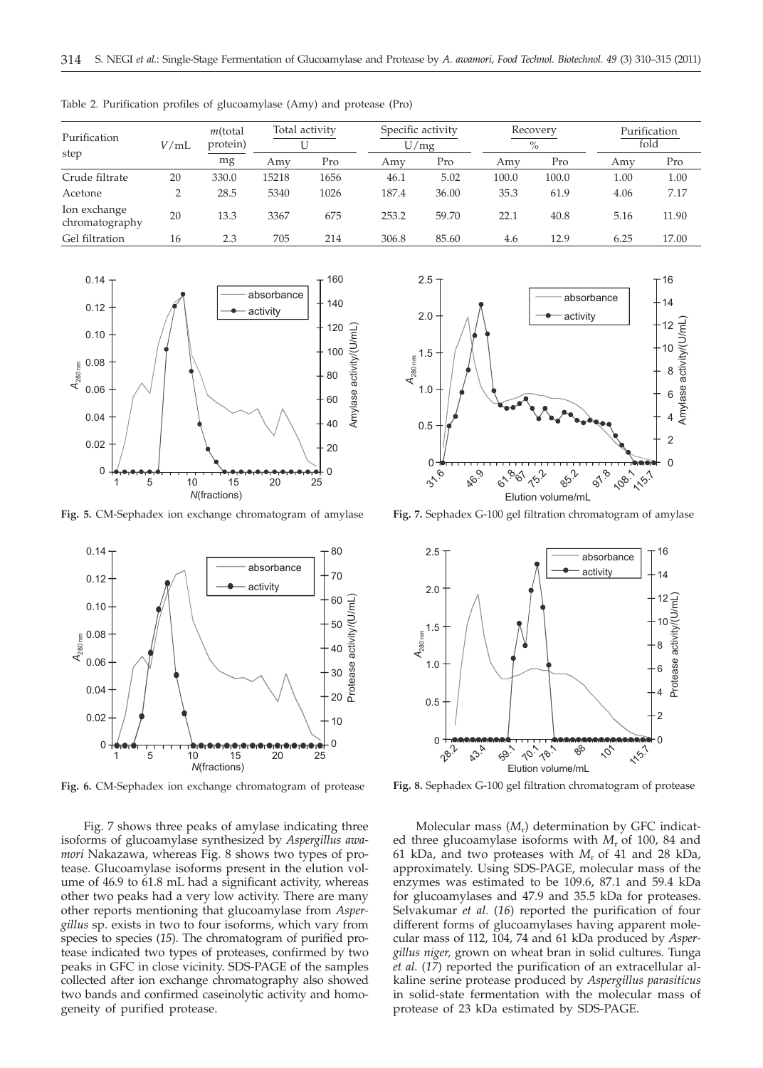Table 2. Purification profiles of glucoamylase (Amy) and protease (Pro)

| Purification step | $V$/mL | $m$(total protein) | Total activity | | Specific activity | | Recovery | | Purification fold | |
|---|---|---|---|---|---|---|---|---|---|---|
| | | mg | U | | U/mg | | % | | | |
| | | | Amy | Pro | Amy | Pro | Amy | Pro | Amy | Pro |
| Crude filtrate | 20 | 330.0 | 15218 | 1656 | 46.1 | 5.02 | 100.0 | 100.0 | 1.00 | 1.00 |
| Acetone | 2 | 28.5 | 5340 | 1026 | 187.4 | 36.00 | 35.3 | 61.9 | 4.06 | 7.17 |
| Ion exchange chromatography | 20 | 13.3 | 3367 | 675 | 253.2 | 59.70 | 22.1 | 40.8 | 5.16 | 11.90 |
| Gel filtration | 16 | 2.3 | 705 | 214 | 306.8 | 85.60 | 4.6 | 12.9 | 6.25 | 17.00 |

**Fig. 5.** CM-Sephadex ion exchange chromatogram of amylase

**Fig. 6.** CM-Sephadex ion exchange chromatogram of protease

**Fig. 7.** Sephadex G-100 gel filtration chromatogram of amylase

**Fig. 8.** Sephadex G-100 gel filtration chromatogram of protease

Fig. 7 shows three peaks of amylase indicating three isoforms of glucoamylase synthesized by *Aspergillus awamori* Nakazawa, whereas Fig. 8 shows two types of protease. Glucoamylase isoforms present in the elution volume of 46.9 to 61.8 mL had a significant activity, whereas other two peaks had a very low activity. There are many other reports mentioning that glucoamylase from *Aspergillus* sp. exists in two to four isoforms, which vary from species to species (*15*). The chromatogram of purified protease indicated two types of proteases, confirmed by two peaks in GFC in close vicinity. SDS-PAGE of the samples collected after ion exchange chromatography also showed two bands and confirmed caseinolytic activity and homogeneity of purified protease.

Molecular mass ($M_r$) determination by GFC indicated three glucoamylase isoforms with $M_r$ of 100, 84 and 61 kDa, and two proteases with $M_r$ of 41 and 28 kDa, approximately. Using SDS-PAGE, molecular mass of the enzymes was estimated to be 109.6, 87.1 and 59.4 kDa for glucoamylases and 47.9 and 35.5 kDa for proteases. Selvakumar *et al.* (*16*) reported the purification of four different forms of glucoamylases having apparent molecular mass of 112, 104, 74 and 61 kDa produced by *Aspergillus niger*, grown on wheat bran in solid cultures. Tunga *et al.* (*17*) reported the purification of an extracellular alkaline serine protease produced by *Aspergillus parasiticus* in solid-state fermentation with the molecular mass of protease of 23 kDa estimated by SDS-PAGE.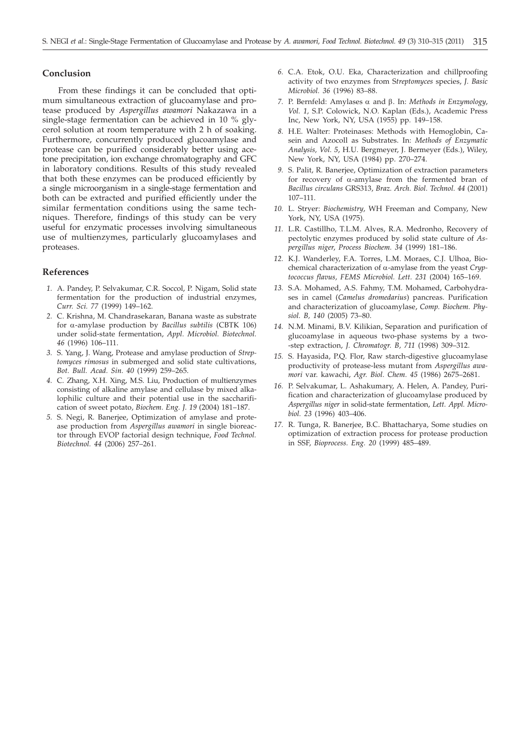## Conclusion

From these findings it can be concluded that optimum simultaneous extraction of glucoamylase and protease produced by *Aspergillus awamori* Nakazawa in a single-stage fermentation can be achieved in 10 % glycerol solution at room temperature with 2 h of soaking. Furthermore, concurrently produced glucoamylase and protease can be purified considerably better using acetone precipitation, ion exchange chromatography and GFC in laboratory conditions. Results of this study revealed that both these enzymes can be produced efficiently by a single microorganism in a single-stage fermentation and both can be extracted and purified efficiently under the similar fermentation conditions using the same techniques. Therefore, findings of this study can be very useful for enzymatic processes involving simultaneous use of multienzymes, particularly glucoamylases and proteases.

## References

1. A. Pandey, P. Selvakumar, C.R. Soccol, P. Nigam, Solid state fermentation for the production of industrial enzymes, *Curr. Sci. 77* (1999) 149–162.
2. C. Krishna, M. Chandrasekaran, Banana waste as substrate for α-amylase production by *Bacillus subtilis* (CBTK 106) under solid-state fermentation, *Appl. Microbiol. Biotechnol. 46* (1996) 106–111.
3. S. Yang, J. Wang, Protease and amylase production of *Streptomyces rimosus* in submerged and solid state cultivations, *Bot. Bull. Acad. Sin. 40* (1999) 259–265.
4. C. Zhang, X.H. Xing, M.S. Liu, Production of multienzymes consisting of alkaline amylase and cellulase by mixed alkalophilic culture and their potential use in the saccharification of sweet potato, *Biochem. Eng. J. 19* (2004) 181–187.
5. S. Negi, R. Banerjee, Optimization of amylase and protease production from *Aspergillus awamori* in single bioreactor through EVOP factorial design technique, *Food Technol. Biotechnol. 44* (2006) 257–261.
6. C.A. Etok, O.U. Eka, Characterization and chillproofing activity of two enzymes from S*treptomyces* species, *J. Basic Microbiol. 36* (1996) 83–88.
7. P. Bernfeld: Amylases α and β. In: *Methods in Enzymology, Vol. 1*, S.P. Colowick, N.O. Kaplan (Eds.), Academic Press Inc, New York, NY, USA (1955) pp. 149–158.
8. H.E. Walter: Proteinases: Methods with Hemoglobin, Casein and Azocoll as Substrates. In: *Methods of Enzymatic Analysis, Vol. 5*, H.U. Bergmeyer, J. Bermeyer (Eds.), Wiley, New York, NY, USA (1984) pp. 270–274.
9. S. Palit, R. Banerjee, Optimization of extraction parameters for recovery of α-amylase from the fermented bran of *Bacillus circulans* GRS313, *Braz. Arch. Biol. Technol. 44* (2001) 107–111.
10. L. Stryer: *Biochemistry*, WH Freeman and Company, New York, NY, USA (1975).
11. L.R. Castillho, T.L.M. Alves, R.A. Medronho, Recovery of pectolytic enzymes produced by solid state culture of *Aspergillus niger*, *Process Biochem. 34* (1999) 181–186.
12. K.J. Wanderley, F.A. Torres, L.M. Moraes, C.J. Ulhoa, Biochemical characterization of α-amylase from the yeast *Cryptococcus flavus*, *FEMS Microbiol. Lett. 231* (2004) 165–169.
13. S.A. Mohamed, A.S. Fahmy, T.M. Mohamed, Carbohydrases in camel (*Camelus dromedarius*) pancreas. Purification and characterization of glucoamylase, *Comp. Biochem. Physiol. B, 140* (2005) 73–80.
14. N.M. Minami, B.V. Kilikian, Separation and purification of glucoamylase in aqueous two-phase systems by a two-step extraction, *J. Chromatogr. B, 711* (1998) 309–312.
15. S. Hayasida, P.Q. Flor, Raw starch-digestive glucoamylase productivity of protease-less mutant from *Aspergillus awamori* var. kawachi, *Agr. Biol. Chem. 45* (1986) 2675–2681.
16. P. Selvakumar, L. Ashakumary, A. Helen, A. Pandey, Purification and characterization of glucoamylase produced by *Aspergillus niger* in solid-state fermentation, *Lett. Appl. Microbiol. 23* (1996) 403–406.
17. R. Tunga, R. Banerjee, B.C. Bhattacharya, Some studies on optimization of extraction process for protease production in SSF, *Bioprocess. Eng. 20* (1999) 485–489.